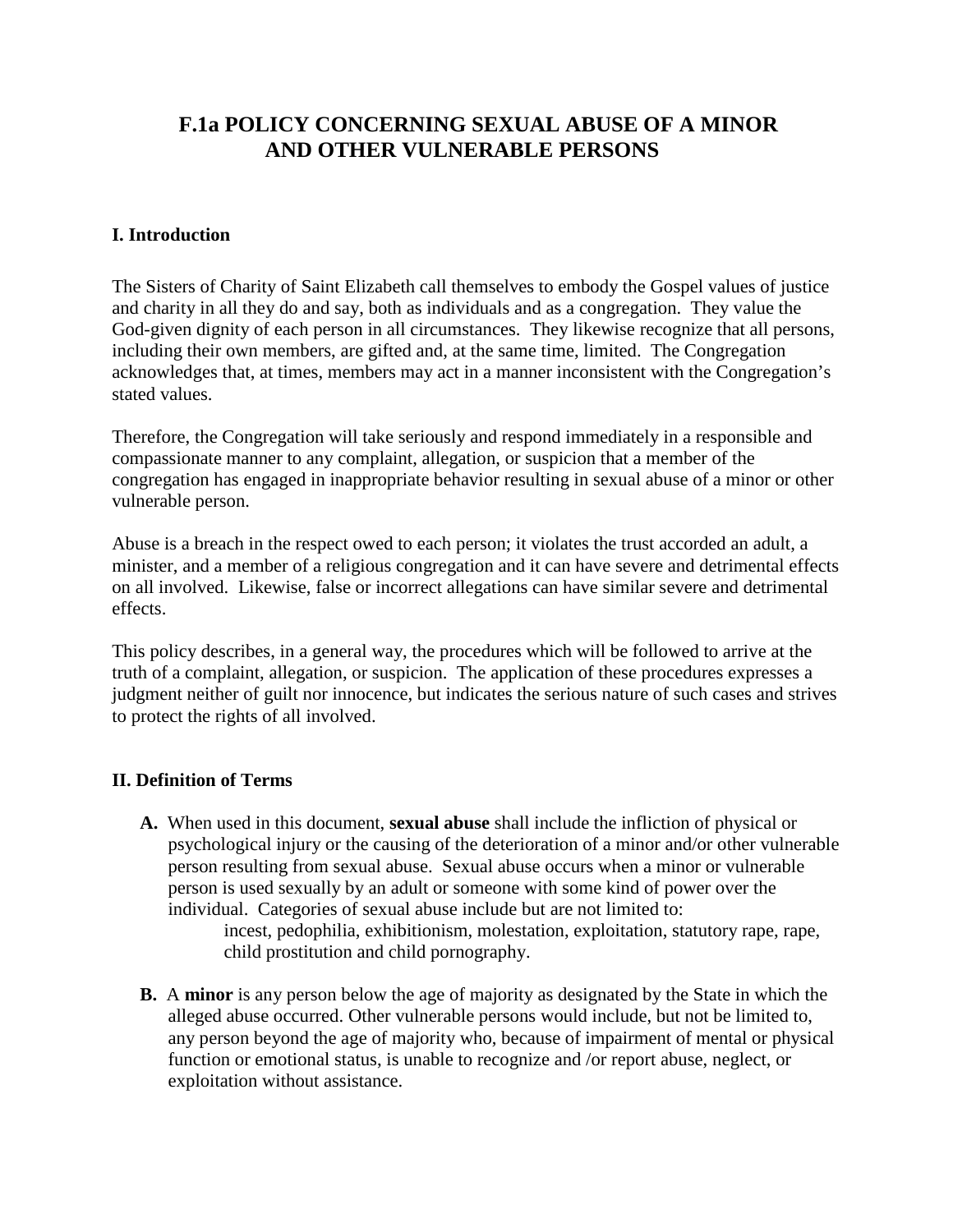# F.1a POLICY CONCERNING SEXUAL ABUSE OF A MINOR AND OTHER VULNERABLE PERSONS

## I. Introduction

The Sisters of Charity of Saint Elizabeth call themselves to embody the Gospel values of justice and charity in all they do and say, both as individuals and as a congregation. They value the God-given dignity of each person in all circumstances. They likewise recognize that all persons, including their own members, are gifted and, at the same time, limited. The Congregation acknowledges that, at times, members may act in a manner inconsistent with the Congregation's stated values.

Therefore, the Congregation will take seriously and respond immediately in a responsible and compassionate manner to any complaint, allegation, or suspicion that a member of the congregation has engaged in inappropriate behavior resulting in sexual abuse of a minor or other vulnerable person.

Abuse is a breach in the respect owed to each person; it violates the trust accorded an adult, a minister, and a member of a religious congregation and it can have severe and detrimental effects on all involved. Likewise, false or incorrect allegations can have similar severe and detrimental effects.

This policy describes, in a general way, the procedures which will be followed to arrive at the truth of a complaint, allegation, or suspicion. The application of these procedures expresses a judgment neither of guilt nor innocence, but indicates the serious nature of such cases and strives to protect the rights of all involved.

## II. Definition of Terms

**A.** When used in this document, **sexual abuse** shall include the infliction of physical or psychological injury or the causing of the deterioration of a minor and/or other vulnerable person resulting from sexual abuse. Sexual abuse occurs when a minor or vulnerable person is used sexually by an adult or someone with some kind of power over the individual. Categories of sexual abuse include but are not limited to:

> incest, pedophilia, exhibitionism, molestation, exploitation, statutory rape, rape, child prostitution and child pornography.

**B.** A **minor** is any person below the age of majority as designated by the State in which the alleged abuse occurred. Other vulnerable persons would include, but not be limited to, any person beyond the age of majority who, because of impairment of mental or physical function or emotional status, is unable to recognize and /or report abuse, neglect, or exploitation without assistance.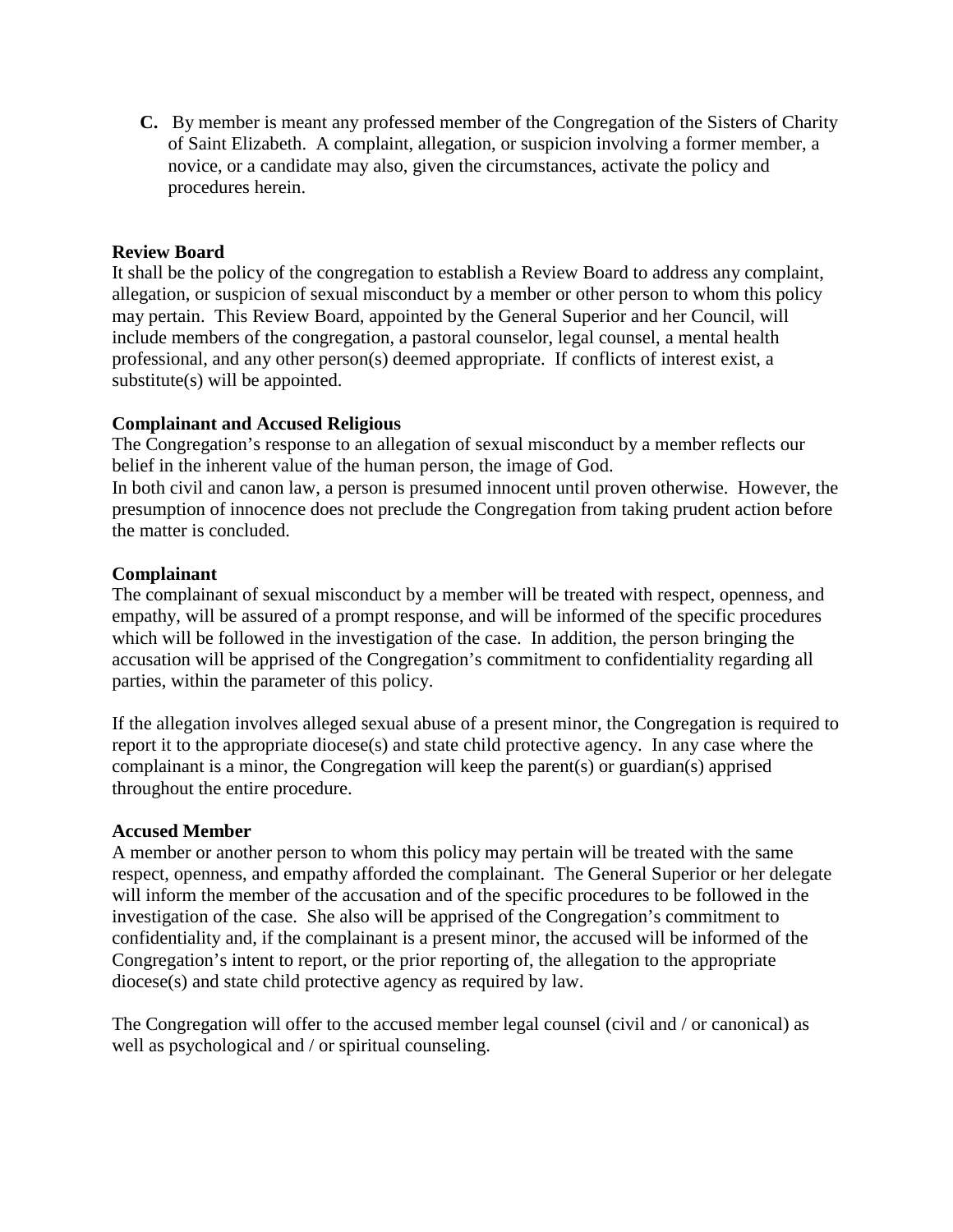**C.** By member is meant any professed member of the Congregation of the Sisters of Charity of Saint Elizabeth. A complaint, allegation, or suspicion involving a former member, a novice, or a candidate may also, given the circumstances, activate the policy and procedures herein.

**Review Board**

It shall be the policy of the congregation to establish a Review Board to address any complaint, allegation, or suspicion of sexual misconduct by a member or other person to whom this policy may pertain. This Review Board, appointed by the General Superior and her Council, will include members of the congregation, a pastoral counselor, legal counsel, a mental health professional, and any other person(s) deemed appropriate. If conflicts of interest exist, a substitute(s) will be appointed.

**Complainant and Accused Religious**

The Congregation's response to an allegation of sexual misconduct by a member reflects our belief in the inherent value of the human person, the image of God.

In both civil and canon law, a person is presumed innocent until proven otherwise. However, the presumption of innocence does not preclude the Congregation from taking prudent action before the matter is concluded.

**Complainant**

The complainant of sexual misconduct by a member will be treated with respect, openness, and empathy, will be assured of a prompt response, and will be informed of the specific procedures which will be followed in the investigation of the case. In addition, the person bringing the accusation will be apprised of the Congregation's commitment to confidentiality regarding all parties, within the parameter of this policy.

If the allegation involves alleged sexual abuse of a present minor, the Congregation is required to report it to the appropriate diocese(s) and state child protective agency. In any case where the complainant is a minor, the Congregation will keep the parent(s) or guardian(s) apprised throughout the entire procedure.

**Accused Member**

A member or another person to whom this policy may pertain will be treated with the same respect, openness, and empathy afforded the complainant. The General Superior or her delegate will inform the member of the accusation and of the specific procedures to be followed in the investigation of the case. She also will be apprised of the Congregation's commitment to confidentiality and, if the complainant is a present minor, the accused will be informed of the Congregation's intent to report, or the prior reporting of, the allegation to the appropriate diocese(s) and state child protective agency as required by law.

The Congregation will offer to the accused member legal counsel (civil and / or canonical) as well as psychological and / or spiritual counseling.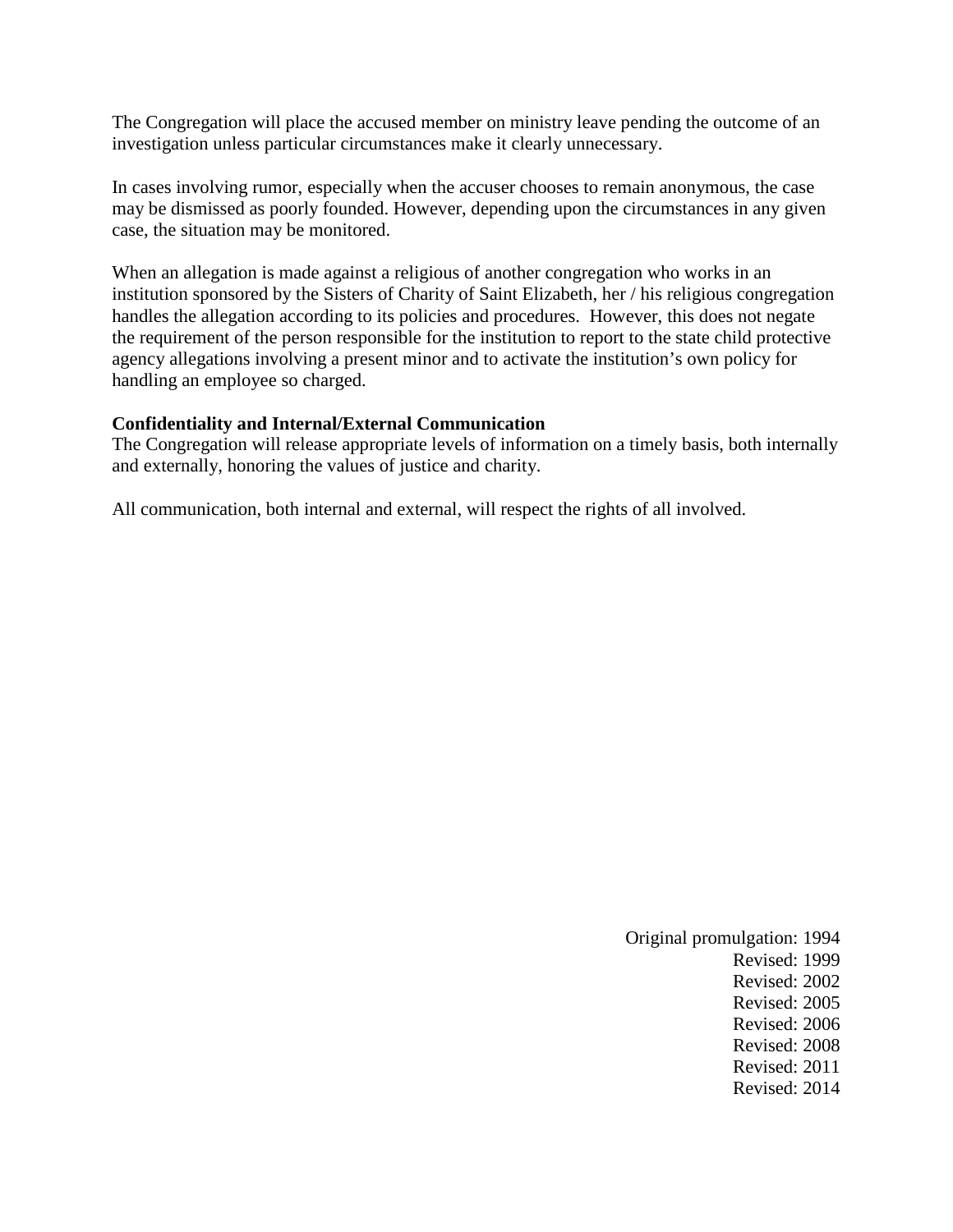The Congregation will place the accused member on ministry leave pending the outcome of an investigation unless particular circumstances make it clearly unnecessary.

In cases involving rumor, especially when the accuser chooses to remain anonymous, the case may be dismissed as poorly founded. However, depending upon the circumstances in any given case, the situation may be monitored.

When an allegation is made against a religious of another congregation who works in an institution sponsored by the Sisters of Charity of Saint Elizabeth, her / his religious congregation handles the allegation according to its policies and procedures. However, this does not negate the requirement of the person responsible for the institution to report to the state child protective agency allegations involving a present minor and to activate the institution's own policy for handling an employee so charged.

**Confidentiality and Internal/External Communication**

The Congregation will release appropriate levels of information on a timely basis, both internally and externally, honoring the values of justice and charity.

All communication, both internal and external, will respect the rights of all involved.

Original promulgation: 1994
Revised: 1999
Revised: 2002
Revised: 2005
Revised: 2006
Revised: 2008
Revised: 2011
Revised: 2014